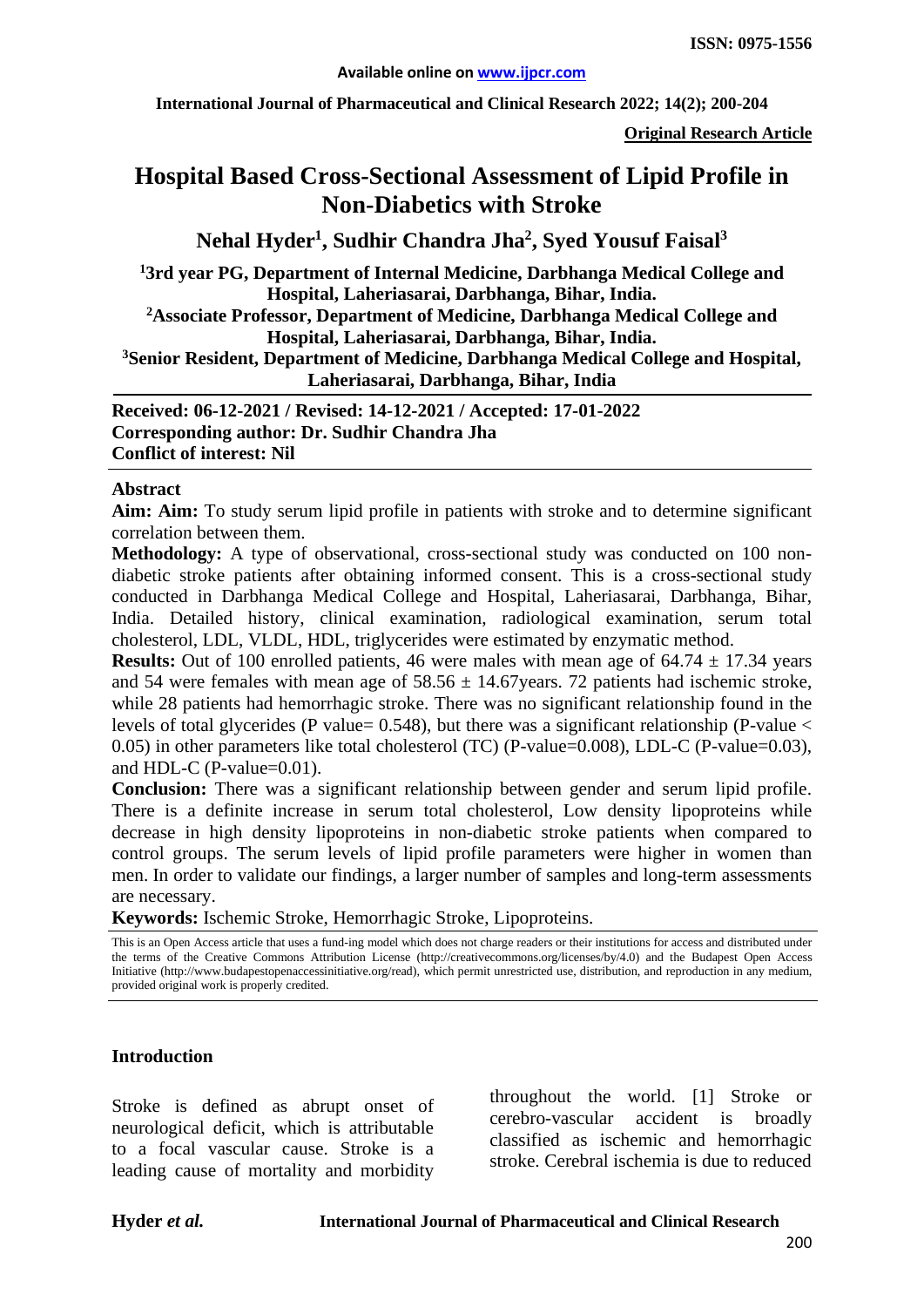Available online on www.ijpcr.com

International Journal of Pharmaceutical and Clinical Research 2022; 14(2); 200-204

**ISSN: 0975-1556**

**Original Research Article**

# Hospital Based Cross-Sectional Assessment of Lipid Profile in Non-Diabetics with Stroke

**Nehal Hyder[1], Sudhir Chandra Jha[2], Syed Yousuf Faisal[3]**

**[1]3rd year PG, Department of Internal Medicine, Darbhanga Medical College and Hospital, Laheriasarai, Darbhanga, Bihar, India.**
**[2]Associate Professor, Department of Medicine, Darbhanga Medical College and Hospital, Laheriasarai, Darbhanga, Bihar, India.**
**[3]Senior Resident, Department of Medicine, Darbhanga Medical College and Hospital, Laheriasarai, Darbhanga, Bihar, India**

**Received: 06-12-2021 / Revised: 14-12-2021 / Accepted: 17-01-2022**
**Corresponding author: Dr. Sudhir Chandra Jha**
**Conflict of interest: Nil**

## Abstract

**Aim: Aim:** To study serum lipid profile in patients with stroke and to determine significant correlation between them.

**Methodology:** A type of observational, cross-sectional study was conducted on 100 non-diabetic stroke patients after obtaining informed consent. This is a cross-sectional study conducted in Darbhanga Medical College and Hospital, Laheriasarai, Darbhanga, Bihar, India. Detailed history, clinical examination, radiological examination, serum total cholesterol, LDL, VLDL, HDL, triglycerides were estimated by enzymatic method.

**Results:** Out of 100 enrolled patients, 46 were males with mean age of $64.74 \pm 17.34$ years and 54 were females with mean age of $58.56 \pm 14.67$years. 72 patients had ischemic stroke, while 28 patients had hemorrhagic stroke. There was no significant relationship found in the levels of total glycerides (P value= 0.548), but there was a significant relationship (P-value < 0.05) in other parameters like total cholesterol (TC) (P-value=0.008), LDL-C (P-value=0.03), and HDL-C (P-value=0.01).

**Conclusion:** There was a significant relationship between gender and serum lipid profile. There is a definite increase in serum total cholesterol, Low density lipoproteins while decrease in high density lipoproteins in non-diabetic stroke patients when compared to control groups. The serum levels of lipid profile parameters were higher in women than men. In order to validate our findings, a larger number of samples and long-term assessments are necessary.

**Keywords:** Ischemic Stroke, Hemorrhagic Stroke, Lipoproteins.

This is an Open Access article that uses a fund-ing model which does not charge readers or their institutions for access and distributed under the terms of the Creative Commons Attribution License (http://creativecommons.org/licenses/by/4.0) and the Budapest Open Access Initiative (http://www.budapestopenaccessinitiative.org/read), which permit unrestricted use, distribution, and reproduction in any medium, provided original work is properly credited.

## Introduction

Stroke is defined as abrupt onset of neurological deficit, which is attributable to a focal vascular cause. Stroke is a leading cause of mortality and morbidity throughout the world. [1] Stroke or cerebro-vascular accident is broadly classified as ischemic and hemorrhagic stroke. Cerebral ischemia is due to reduced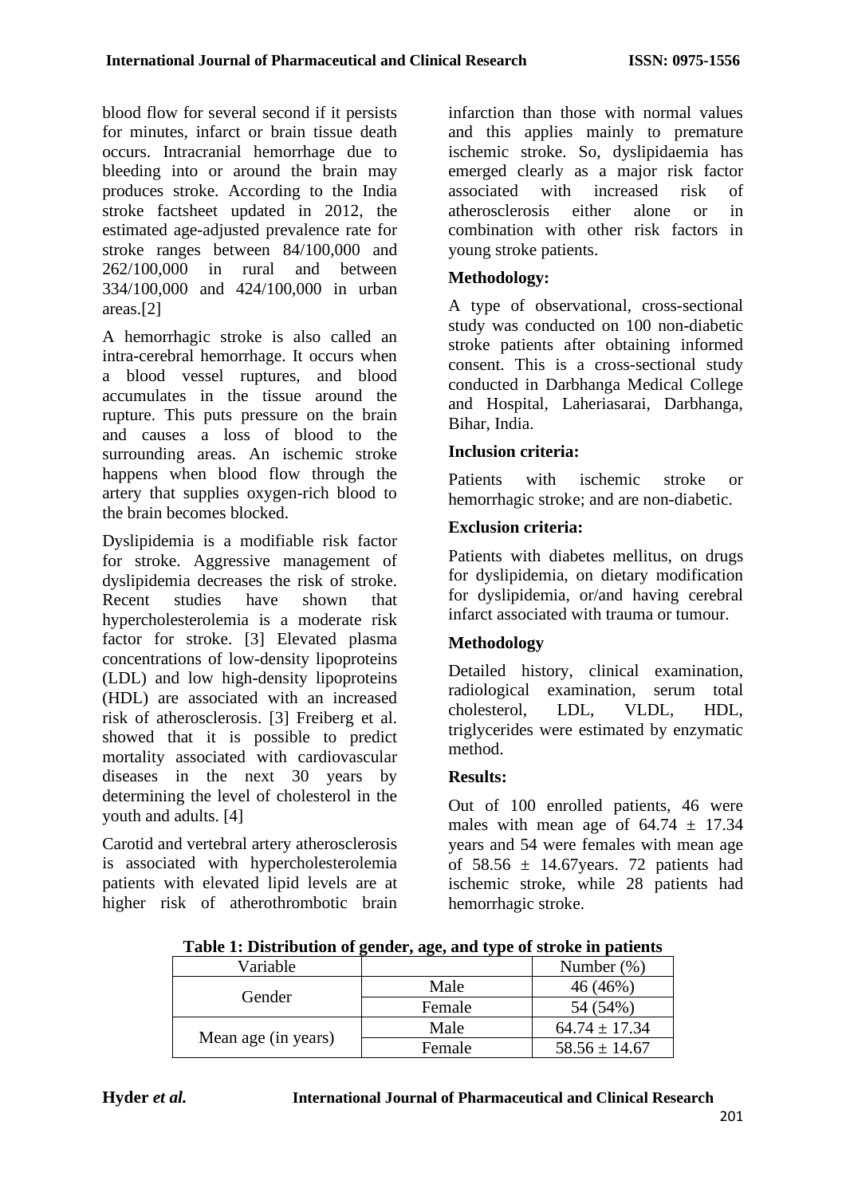blood flow for several second if it persists for minutes, infarct or brain tissue death occurs. Intracranial hemorrhage due to bleeding into or around the brain may produces stroke. According to the India stroke factsheet updated in 2012, the estimated age-adjusted prevalence rate for stroke ranges between 84/100,000 and 262/100,000 in rural and between 334/100,000 and 424/100,000 in urban areas.[2]

A hemorrhagic stroke is also called an intra-cerebral hemorrhage. It occurs when a blood vessel ruptures, and blood accumulates in the tissue around the rupture. This puts pressure on the brain and causes a loss of blood to the surrounding areas. An ischemic stroke happens when blood flow through the artery that supplies oxygen-rich blood to the brain becomes blocked.

Dyslipidemia is a modifiable risk factor for stroke. Aggressive management of dyslipidemia decreases the risk of stroke. Recent studies have shown that hypercholesterolemia is a moderate risk factor for stroke. [3] Elevated plasma concentrations of low-density lipoproteins (LDL) and low high-density lipoproteins (HDL) are associated with an increased risk of atherosclerosis. [3] Freiberg et al. showed that it is possible to predict mortality associated with cardiovascular diseases in the next 30 years by determining the level of cholesterol in the youth and adults. [4]

Carotid and vertebral artery atherosclerosis is associated with hypercholesterolemia patients with elevated lipid levels are at higher risk of atherothrombotic brain infarction than those with normal values and this applies mainly to premature ischemic stroke. So, dyslipidaemia has emerged clearly as a major risk factor associated with increased risk of atherosclerosis either alone or in combination with other risk factors in young stroke patients.

## Methodology:

A type of observational, cross-sectional study was conducted on 100 non-diabetic stroke patients after obtaining informed consent. This is a cross-sectional study conducted in Darbhanga Medical College and Hospital, Laheriasarai, Darbhanga, Bihar, India.

### Inclusion criteria:

Patients with ischemic stroke or hemorrhagic stroke; and are non-diabetic.

### Exclusion criteria:

Patients with diabetes mellitus, on drugs for dyslipidemia, on dietary modification for dyslipidemia, or/and having cerebral infarct associated with trauma or tumour.

### Methodology

Detailed history, clinical examination, radiological examination, serum total cholesterol, LDL, VLDL, HDL, triglycerides were estimated by enzymatic method.

## Results:

Out of 100 enrolled patients, 46 were males with mean age of 64.74 ± 17.34 years and 54 were females with mean age of 58.56 ± 14.67years. 72 patients had ischemic stroke, while 28 patients had hemorrhagic stroke.

**Table 1: Distribution of gender, age, and type of stroke in patients**

| Variable | | Number (%) |
|---|---|---|
| Gender | Male | 46 (46%) |
| | Female | 54 (54%) |
| Mean age (in years) | Male | 64.74 ± 17.34 |
| | Female | 58.56 ± 14.67 |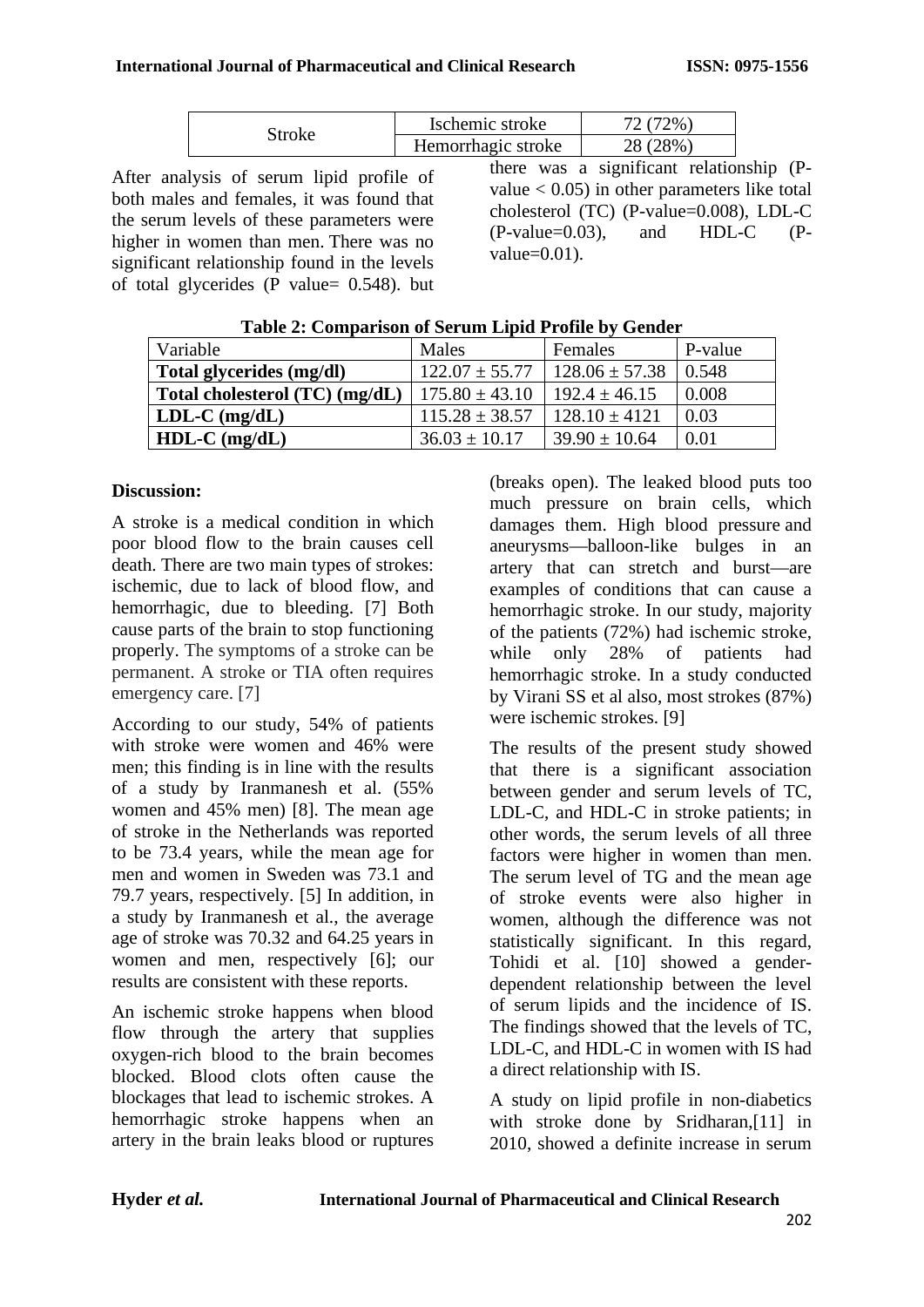| Stroke | Ischemic stroke | 72 (72%) |
|---|---|---|
| | Hemorrhagic stroke | 28 (28%) |

After analysis of serum lipid profile of both males and females, it was found that the serum levels of these parameters were higher in women than men. There was no significant relationship found in the levels of total glycerides (P value= 0.548). but there was a significant relationship (P-value < 0.05) in other parameters like total cholesterol (TC) (P-value=0.008), LDL-C (P-value=0.03), and HDL-C (P-value=0.01).

**Table 2: Comparison of Serum Lipid Profile by Gender**

| Variable | Males | Females | P-value |
|---|---|---|---|
| **Total glycerides (mg/dl)** | 122.07 ± 55.77 | 128.06 ± 57.38 | 0.548 |
| **Total cholesterol (TC) (mg/dL)** | 175.80 ± 43.10 | 192.4 ± 46.15 | 0.008 |
| **LDL-C (mg/dL)** | 115.28 ± 38.57 | 128.10 ± 4121 | 0.03 |
| **HDL-C (mg/dL)** | 36.03 ± 10.17 | 39.90 ± 10.64 | 0.01 |

**Discussion:**

A stroke is a medical condition in which poor blood flow to the brain causes cell death. There are two main types of strokes: ischemic, due to lack of blood flow, and hemorrhagic, due to bleeding. [7] Both cause parts of the brain to stop functioning properly. The symptoms of a stroke can be permanent. A stroke or TIA often requires emergency care. [7]

According to our study, 54% of patients with stroke were women and 46% were men; this finding is in line with the results of a study by Iranmanesh et al. (55% women and 45% men) [8]. The mean age of stroke in the Netherlands was reported to be 73.4 years, while the mean age for men and women in Sweden was 73.1 and 79.7 years, respectively. [5] In addition, in a study by Iranmanesh et al., the average age of stroke was 70.32 and 64.25 years in women and men, respectively [6]; our results are consistent with these reports.

An ischemic stroke happens when blood flow through the artery that supplies oxygen-rich blood to the brain becomes blocked. Blood clots often cause the blockages that lead to ischemic strokes. A hemorrhagic stroke happens when an artery in the brain leaks blood or ruptures (breaks open). The leaked blood puts too much pressure on brain cells, which damages them. High blood pressure and aneurysms—balloon-like bulges in an artery that can stretch and burst—are examples of conditions that can cause a hemorrhagic stroke. In our study, majority of the patients (72%) had ischemic stroke, while only 28% of patients had hemorrhagic stroke. In a study conducted by Virani SS et al also, most strokes (87%) were ischemic strokes. [9]

The results of the present study showed that there is a significant association between gender and serum levels of TC, LDL-C, and HDL-C in stroke patients; in other words, the serum levels of all three factors were higher in women than men. The serum level of TG and the mean age of stroke events were also higher in women, although the difference was not statistically significant. In this regard, Tohidi et al. [10] showed a gender-dependent relationship between the level of serum lipids and the incidence of IS. The findings showed that the levels of TC, LDL-C, and HDL-C in women with IS had a direct relationship with IS.

A study on lipid profile in non-diabetics with stroke done by Sridharan,[11] in 2010, showed a definite increase in serum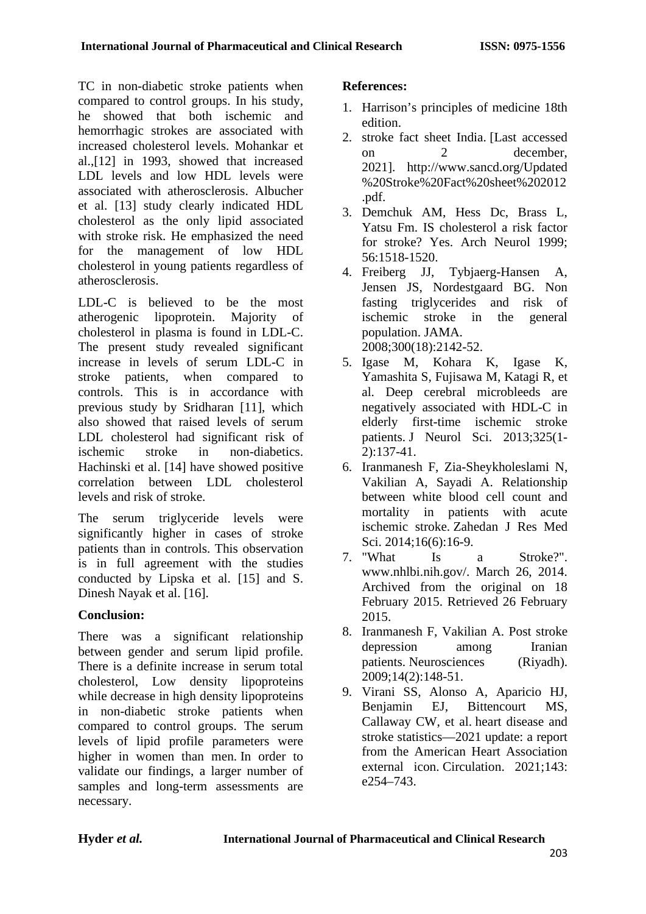TC in non-diabetic stroke patients when compared to control groups. In his study, he showed that both ischemic and hemorrhagic strokes are associated with increased cholesterol levels. Mohankar et al.,[12] in 1993, showed that increased LDL levels and low HDL levels were associated with atherosclerosis. Albucher et al. [13] study clearly indicated HDL cholesterol as the only lipid associated with stroke risk. He emphasized the need for the management of low HDL cholesterol in young patients regardless of atherosclerosis.

LDL-C is believed to be the most atherogenic lipoprotein. Majority of cholesterol in plasma is found in LDL-C. The present study revealed significant increase in levels of serum LDL-C in stroke patients, when compared to controls. This is in accordance with previous study by Sridharan [11], which also showed that raised levels of serum LDL cholesterol had significant risk of ischemic stroke in non-diabetics. Hachinski et al. [14] have showed positive correlation between LDL cholesterol levels and risk of stroke.

The serum triglyceride levels were significantly higher in cases of stroke patients than in controls. This observation is in full agreement with the studies conducted by Lipska et al. [15] and S. Dinesh Nayak et al. [16].

## Conclusion:

There was a significant relationship between gender and serum lipid profile. There is a definite increase in serum total cholesterol, Low density lipoproteins while decrease in high density lipoproteins in non-diabetic stroke patients when compared to control groups. The serum levels of lipid profile parameters were higher in women than men. In order to validate our findings, a larger number of samples and long-term assessments are necessary.

## References:

1. Harrison's principles of medicine 18th edition.
2. stroke fact sheet India. [Last accessed on 2 december, 2021]. http://www.sancd.org/Updated%20Stroke%20Fact%20sheet%202012.pdf.
3. Demchuk AM, Hess Dc, Brass L, Yatsu Fm. IS cholesterol a risk factor for stroke? Yes. Arch Neurol 1999; 56:1518-1520.
4. Freiberg JJ, Tybjaerg-Hansen A, Jensen JS, Nordestgaard BG. Non fasting triglycerides and risk of ischemic stroke in the general population. JAMA. 2008;300(18):2142-52.
5. Igase M, Kohara K, Igase K, Yamashita S, Fujisawa M, Katagi R, et al. Deep cerebral microbleeds are negatively associated with HDL-C in elderly first-time ischemic stroke patients. J Neurol Sci. 2013;325(1-2):137-41.
6. Iranmanesh F, Zia-Sheykholeslami N, Vakilian A, Sayadi A. Relationship between white blood cell count and mortality in patients with acute ischemic stroke. Zahedan J Res Med Sci. 2014;16(6):16-9.
7. "What Is a Stroke?". www.nhlbi.nih.gov/. March 26, 2014. Archived from the original on 18 February 2015. Retrieved 26 February 2015.
8. Iranmanesh F, Vakilian A. Post stroke depression among Iranian patients. Neurosciences (Riyadh). 2009;14(2):148-51.
9. Virani SS, Alonso A, Aparicio HJ, Benjamin EJ, Bittencourt MS, Callaway CW, et al. heart disease and stroke statistics—2021 update: a report from the American Heart Association external icon. Circulation. 2021;143: e254–743.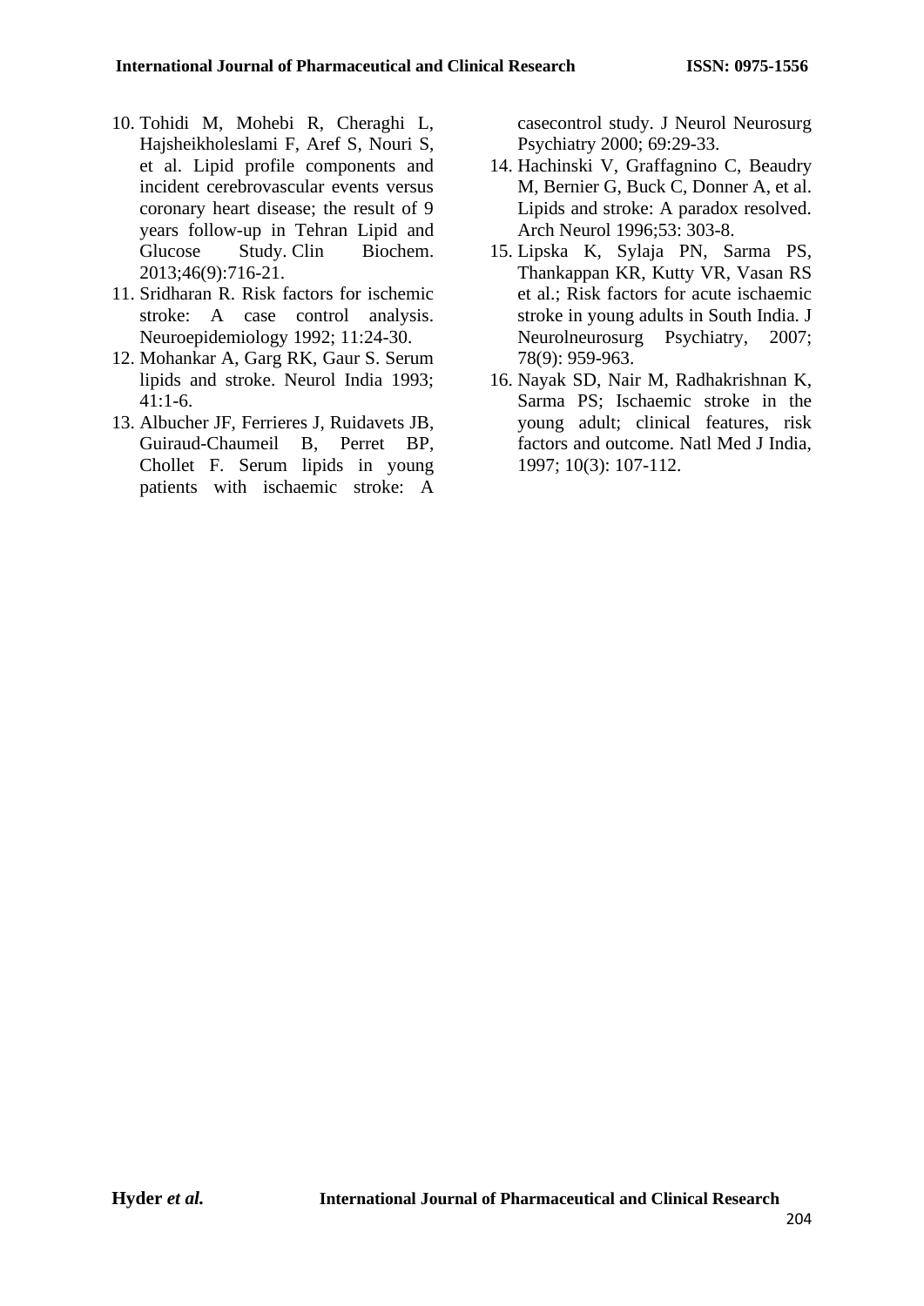10. Tohidi M, Mohebi R, Cheraghi L, Hajsheikholeslami F, Aref S, Nouri S, et al. Lipid profile components and incident cerebrovascular events versus coronary heart disease; the result of 9 years follow-up in Tehran Lipid and Glucose Study. Clin Biochem. 2013;46(9):716-21.
11. Sridharan R. Risk factors for ischemic stroke: A case control analysis. Neuroepidemiology 1992; 11:24-30.
12. Mohankar A, Garg RK, Gaur S. Serum lipids and stroke. Neurol India 1993; 41:1-6.
13. Albucher JF, Ferrieres J, Ruidavets JB, Guiraud-Chaumeil B, Perret BP, Chollet F. Serum lipids in young patients with ischaemic stroke: A casecontrol study. J Neurol Neurosurg Psychiatry 2000; 69:29-33.
14. Hachinski V, Graffagnino C, Beaudry M, Bernier G, Buck C, Donner A, et al. Lipids and stroke: A paradox resolved. Arch Neurol 1996;53: 303-8.
15. Lipska K, Sylaja PN, Sarma PS, Thankappan KR, Kutty VR, Vasan RS et al.; Risk factors for acute ischaemic stroke in young adults in South India. J Neurolneurosurg Psychiatry, 2007; 78(9): 959-963.
16. Nayak SD, Nair M, Radhakrishnan K, Sarma PS; Ischaemic stroke in the young adult; clinical features, risk factors and outcome. Natl Med J India, 1997; 10(3): 107-112.